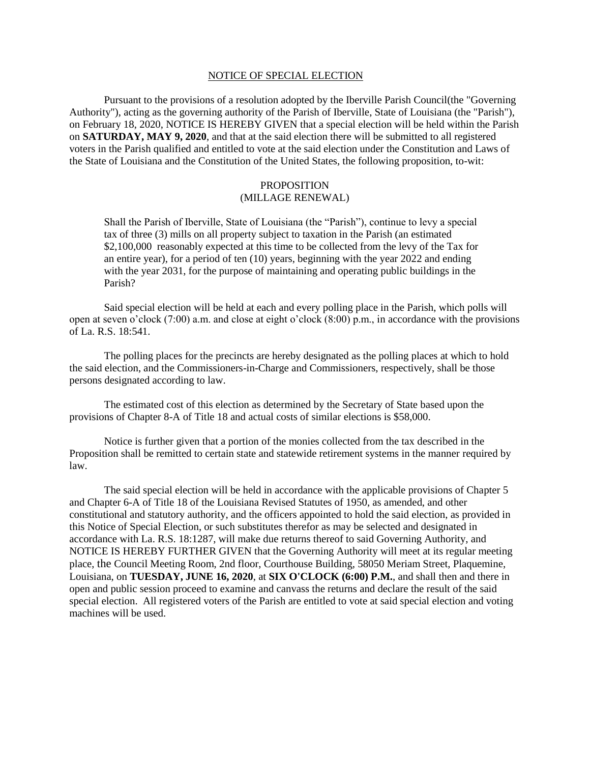# NOTICE OF SPECIAL ELECTION

Pursuant to the provisions of a resolution adopted by the Iberville Parish Council(the "Governing Authority"), acting as the governing authority of the Parish of Iberville, State of Louisiana (the "Parish"), on February 18, 2020, NOTICE IS HEREBY GIVEN that a special election will be held within the Parish on **SATURDAY, MAY 9, 2020**, and that at the said election there will be submitted to all registered voters in the Parish qualified and entitled to vote at the said election under the Constitution and Laws of the State of Louisiana and the Constitution of the United States, the following proposition, to-wit:

## PROPOSITION
## (MILLAGE RENEWAL)

> Shall the Parish of Iberville, State of Louisiana (the "Parish"), continue to levy a special tax of three (3) mills on all property subject to taxation in the Parish (an estimated $2,100,000 reasonably expected at this time to be collected from the levy of the Tax for an entire year), for a period of ten (10) years, beginning with the year 2022 and ending with the year 2031, for the purpose of maintaining and operating public buildings in the Parish?

Said special election will be held at each and every polling place in the Parish, which polls will open at seven o'clock (7:00) a.m. and close at eight o'clock (8:00) p.m., in accordance with the provisions of La. R.S. 18:541.

The polling places for the precincts are hereby designated as the polling places at which to hold the said election, and the Commissioners-in-Charge and Commissioners, respectively, shall be those persons designated according to law.

The estimated cost of this election as determined by the Secretary of State based upon the provisions of Chapter 8-A of Title 18 and actual costs of similar elections is $58,000.

Notice is further given that a portion of the monies collected from the tax described in the Proposition shall be remitted to certain state and statewide retirement systems in the manner required by law.

The said special election will be held in accordance with the applicable provisions of Chapter 5 and Chapter 6-A of Title 18 of the Louisiana Revised Statutes of 1950, as amended, and other constitutional and statutory authority, and the officers appointed to hold the said election, as provided in this Notice of Special Election, or such substitutes therefor as may be selected and designated in accordance with La. R.S. 18:1287, will make due returns thereof to said Governing Authority, and NOTICE IS HEREBY FURTHER GIVEN that the Governing Authority will meet at its regular meeting place, the Council Meeting Room, 2nd floor, Courthouse Building, 58050 Meriam Street, Plaquemine, Louisiana, on **TUESDAY, JUNE 16, 2020**, at **SIX O'CLOCK (6:00) P.M.**, and shall then and there in open and public session proceed to examine and canvass the returns and declare the result of the said special election. All registered voters of the Parish are entitled to vote at said special election and voting machines will be used.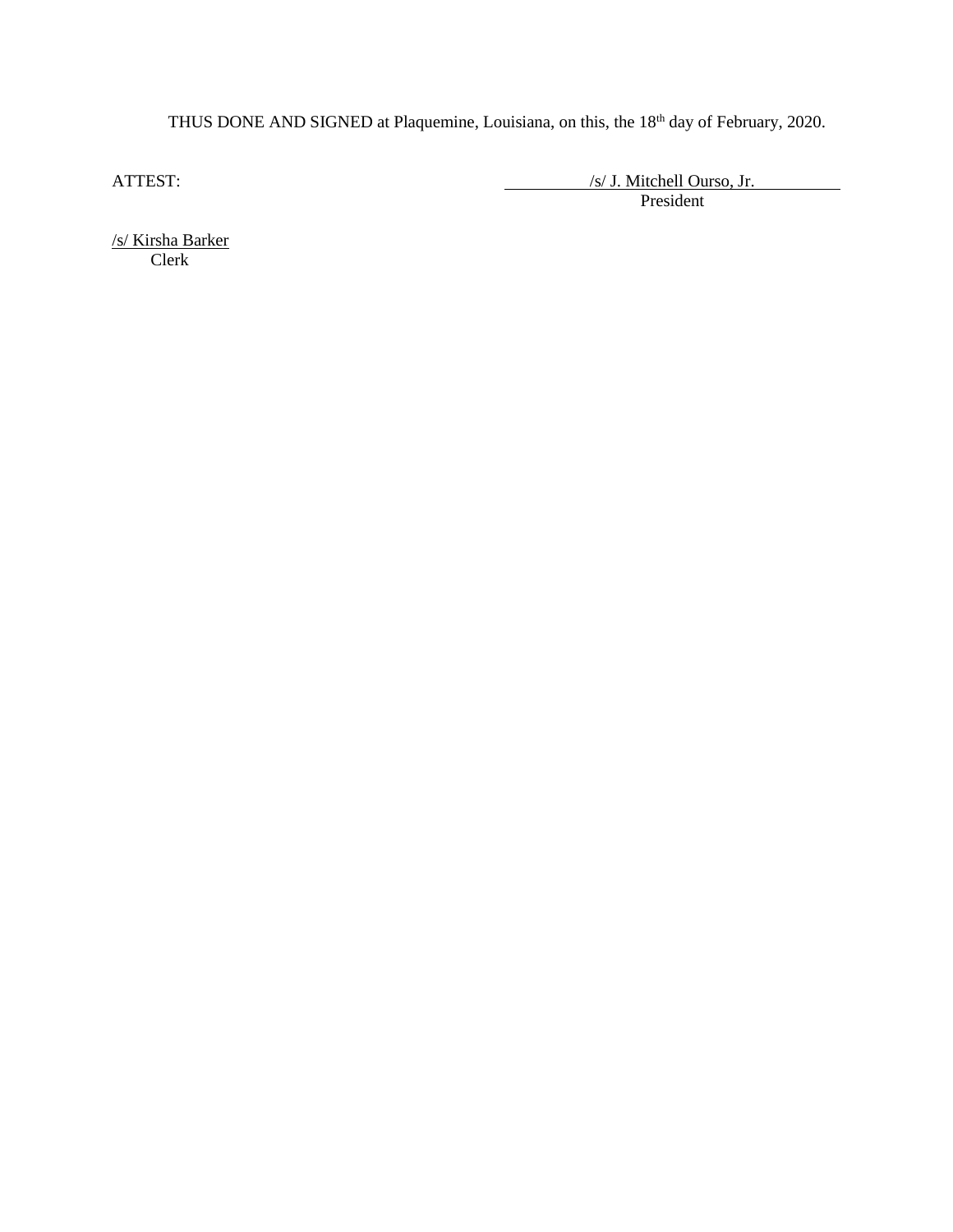THUS DONE AND SIGNED at Plaquemine, Louisiana, on this, the 18th day of February, 2020.

ATTEST:

/s/ J. Mitchell Ourso, Jr.
President

/s/ Kirsha Barker
Clerk